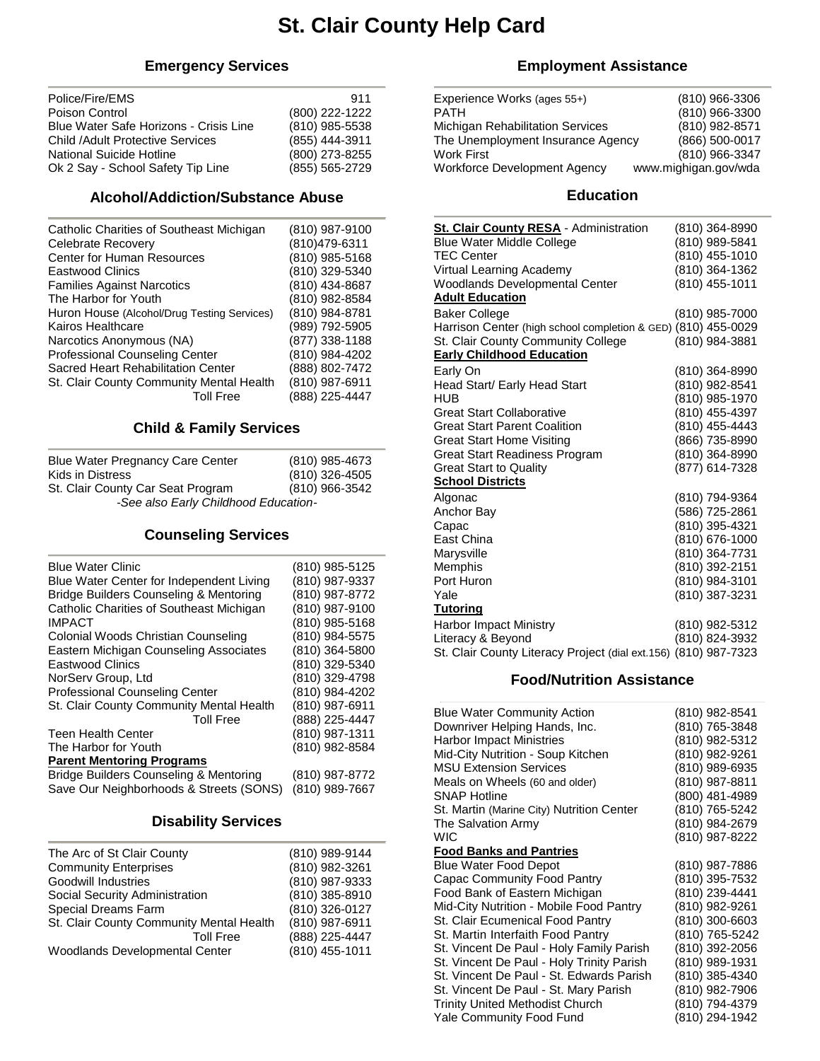# St. Clair County Help Card

## Emergency Services

| Service | Contact |
|---|---|
| Police/Fire/EMS | 911 |
| Poison Control | (800) 222-1222 |
| Blue Water Safe Horizons - Crisis Line | (810) 985-5538 |
| Child /Adult Protective Services | (855) 444-3911 |
| National Suicide Hotline | (800) 273-8255 |
| Ok 2 Say - School Safety Tip Line | (855) 565-2729 |

## Alcohol/Addiction/Substance Abuse

| Service | Contact |
|---|---|
| Catholic Charities of Southeast Michigan | (810) 987-9100 |
| Celebrate Recovery | (810)479-6311 |
| Center for Human Resources | (810) 985-5168 |
| Eastwood Clinics | (810) 329-5340 |
| Families Against Narcotics | (810) 434-8687 |
| The Harbor for Youth | (810) 982-8584 |
| Huron House (Alcohol/Drug Testing Services) | (810) 984-8781 |
| Kairos Healthcare | (989) 792-5905 |
| Narcotics Anonymous (NA) | (877) 338-1188 |
| Professional Counseling Center | (810) 984-4202 |
| Sacred Heart Rehabilitation Center | (888) 802-7472 |
| St. Clair County Community Mental Health | (810) 987-6911 |
| Toll Free | (888) 225-4447 |

## Child & Family Services

| Service | Contact |
|---|---|
| Blue Water Pregnancy Care Center | (810) 985-4673 |
| Kids in Distress | (810) 326-4505 |
| St. Clair County Car Seat Program | (810) 966-3542 |

*-See also Early Childhood Education-*

## Counseling Services

| Service | Contact |
|---|---|
| Blue Water Clinic | (810) 985-5125 |
| Blue Water Center for Independent Living | (810) 987-9337 |
| Bridge Builders Counseling & Mentoring | (810) 987-8772 |
| Catholic Charities of Southeast Michigan | (810) 987-9100 |
| IMPACT | (810) 985-5168 |
| Colonial Woods Christian Counseling | (810) 984-5575 |
| Eastern Michigan Counseling Associates | (810) 364-5800 |
| Eastwood Clinics | (810) 329-5340 |
| NorServ Group, Ltd | (810) 329-4798 |
| Professional Counseling Center | (810) 984-4202 |
| St. Clair County Community Mental Health | (810) 987-6911 |
| Toll Free | (888) 225-4447 |
| Teen Health Center | (810) 987-1311 |
| The Harbor for Youth | (810) 982-8584 |
| **Parent Mentoring Programs** | |
| Bridge Builders Counseling & Mentoring | (810) 987-8772 |
| Save Our Neighborhoods & Streets (SONS) | (810) 989-7667 |

## Disability Services

| Service | Contact |
|---|---|
| The Arc of St Clair County | (810) 989-9144 |
| Community Enterprises | (810) 982-3261 |
| Goodwill Industries | (810) 987-9333 |
| Social Security Administration | (810) 385-8910 |
| Special Dreams Farm | (810) 326-0127 |
| St. Clair County Community Mental Health | (810) 987-6911 |
| Toll Free | (888) 225-4447 |
| Woodlands Developmental Center | (810) 455-1011 |

## Employment Assistance

| Service | Contact |
|---|---|
| Experience Works (ages 55+) | (810) 966-3306 |
| PATH | (810) 966-3300 |
| Michigan Rehabilitation Services | (810) 982-8571 |
| The Unemployment Insurance Agency | (866) 500-0017 |
| Work First | (810) 966-3347 |
| Workforce Development Agency | www.mighigan.gov/wda |

## Education

| Service | Contact |
|---|---|
| **St. Clair County RESA** - Administration | (810) 364-8990 |
| Blue Water Middle College | (810) 989-5841 |
| TEC Center | (810) 455-1010 |
| Virtual Learning Academy | (810) 364-1362 |
| Woodlands Developmental Center | (810) 455-1011 |
| **Adult Education** | |
| Baker College | (810) 985-7000 |
| Harrison Center (high school completion & GED) | (810) 455-0029 |
| St. Clair County Community College | (810) 984-3881 |
| **Early Childhood Education** | |
| Early On | (810) 364-8990 |
| Head Start/ Early Head Start | (810) 982-8541 |
| HUB | (810) 985-1970 |
| Great Start Collaborative | (810) 455-4397 |
| Great Start Parent Coalition | (810) 455-4443 |
| Great Start Home Visiting | (866) 735-8990 |
| Great Start Readiness Program | (810) 364-8990 |
| Great Start to Quality | (877) 614-7328 |
| **School Districts** | |
| Algonac | (810) 794-9364 |
| Anchor Bay | (586) 725-2861 |
| Capac | (810) 395-4321 |
| East China | (810) 676-1000 |
| Marysville | (810) 364-7731 |
| Memphis | (810) 392-2151 |
| Port Huron | (810) 984-3101 |
| Yale | (810) 387-3231 |
| **Tutoring** | |
| Harbor Impact Ministry | (810) 982-5312 |
| Literacy & Beyond | (810) 824-3932 |
| St. Clair County Literacy Project (dial ext.156) | (810) 987-7323 |

## Food/Nutrition Assistance

| Service | Contact |
|---|---|
| Blue Water Community Action | (810) 982-8541 |
| Downriver Helping Hands, Inc. | (810) 765-3848 |
| Harbor Impact Ministries | (810) 982-5312 |
| Mid-City Nutrition - Soup Kitchen | (810) 982-9261 |
| MSU Extension Services | (810) 989-6935 |
| Meals on Wheels (60 and older) | (810) 987-8811 |
| SNAP Hotline | (800) 481-4989 |
| St. Martin (Marine City) Nutrition Center | (810) 765-5242 |
| The Salvation Army | (810) 984-2679 |
| WIC | (810) 987-8222 |
| **Food Banks and Pantries** | |
| Blue Water Food Depot | (810) 987-7886 |
| Capac Community Food Pantry | (810) 395-7532 |
| Food Bank of Eastern Michigan | (810) 239-4441 |
| Mid-City Nutrition - Mobile Food Pantry | (810) 982-9261 |
| St. Clair Ecumenical Food Pantry | (810) 300-6603 |
| St. Martin Interfaith Food Pantry | (810) 765-5242 |
| St. Vincent De Paul - Holy Family Parish | (810) 392-2056 |
| St. Vincent De Paul - Holy Trinity Parish | (810) 989-1931 |
| St. Vincent De Paul - St. Edwards Parish | (810) 385-4340 |
| St. Vincent De Paul - St. Mary Parish | (810) 982-7906 |
| Trinity United Methodist Church | (810) 794-4379 |
| Yale Community Food Fund | (810) 294-1942 |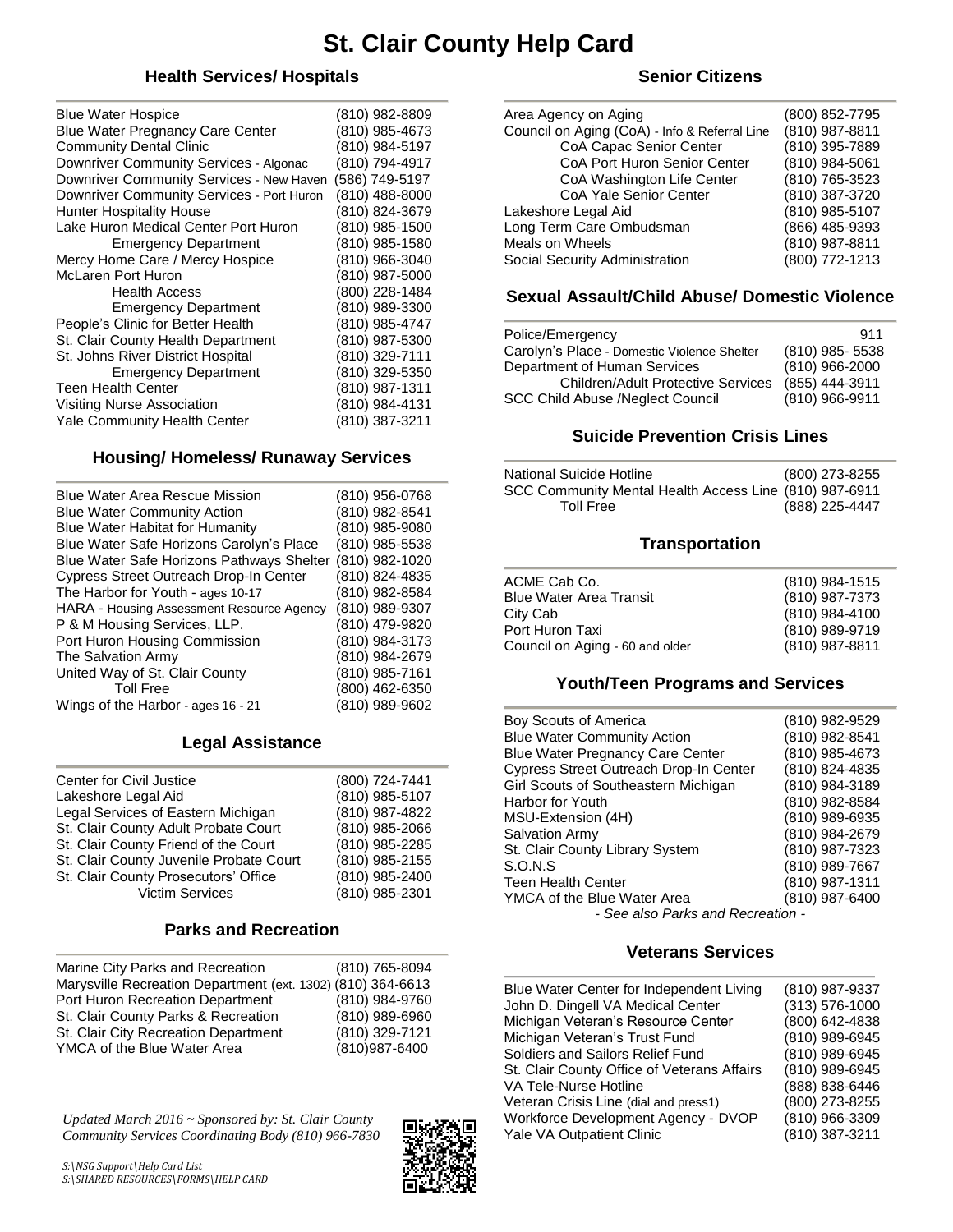# St. Clair County Help Card

## Health Services/ Hospitals

| | |
|---|---|
| Blue Water Hospice | (810) 982-8809 |
| Blue Water Pregnancy Care Center | (810) 985-4673 |
| Community Dental Clinic | (810) 984-5197 |
| Downriver Community Services - Algonac | (810) 794-4917 |
| Downriver Community Services - New Haven | (586) 749-5197 |
| Downriver Community Services - Port Huron | (810) 488-8000 |
| Hunter Hospitality House | (810) 824-3679 |
| Lake Huron Medical Center Port Huron | (810) 985-1500 |
| Emergency Department | (810) 985-1580 |
| Mercy Home Care / Mercy Hospice | (810) 966-3040 |
| McLaren Port Huron | (810) 987-5000 |
| Health Access | (800) 228-1484 |
| Emergency Department | (810) 989-3300 |
| People's Clinic for Better Health | (810) 985-4747 |
| St. Clair County Health Department | (810) 987-5300 |
| St. Johns River District Hospital | (810) 329-7111 |
| Emergency Department | (810) 329-5350 |
| Teen Health Center | (810) 987-1311 |
| Visiting Nurse Association | (810) 984-4131 |
| Yale Community Health Center | (810) 387-3211 |

## Housing/ Homeless/ Runaway Services

| | |
|---|---|
| Blue Water Area Rescue Mission | (810) 956-0768 |
| Blue Water Community Action | (810) 982-8541 |
| Blue Water Habitat for Humanity | (810) 985-9080 |
| Blue Water Safe Horizons Carolyn's Place | (810) 985-5538 |
| Blue Water Safe Horizons Pathways Shelter | (810) 982-1020 |
| Cypress Street Outreach Drop-In Center | (810) 824-4835 |
| The Harbor for Youth - ages 10-17 | (810) 982-8584 |
| HARA - Housing Assessment Resource Agency | (810) 989-9307 |
| P & M Housing Services, LLP. | (810) 479-9820 |
| Port Huron Housing Commission | (810) 984-3173 |
| The Salvation Army | (810) 984-2679 |
| United Way of St. Clair County | (810) 985-7161 |
| Toll Free | (800) 462-6350 |
| Wings of the Harbor - ages 16 - 21 | (810) 989-9602 |

## Legal Assistance

| | |
|---|---|
| Center for Civil Justice | (800) 724-7441 |
| Lakeshore Legal Aid | (810) 985-5107 |
| Legal Services of Eastern Michigan | (810) 987-4822 |
| St. Clair County Adult Probate Court | (810) 985-2066 |
| St. Clair County Friend of the Court | (810) 985-2285 |
| St. Clair County Juvenile Probate Court | (810) 985-2155 |
| St. Clair County Prosecutors' Office | (810) 985-2400 |
| Victim Services | (810) 985-2301 |

## Parks and Recreation

| | |
|---|---|
| Marine City Parks and Recreation | (810) 765-8094 |
| Marysville Recreation Department (ext. 1302) | (810) 364-6613 |
| Port Huron Recreation Department | (810) 984-9760 |
| St. Clair County Parks & Recreation | (810) 989-6960 |
| St. Clair City Recreation Department | (810) 329-7121 |
| YMCA of the Blue Water Area | (810)987-6400 |

## Senior Citizens

| | |
|---|---|
| Area Agency on Aging | (800) 852-7795 |
| Council on Aging (CoA) - Info & Referral Line | (810) 987-8811 |
| CoA Capac Senior Center | (810) 395-7889 |
| CoA Port Huron Senior Center | (810) 984-5061 |
| CoA Washington Life Center | (810) 765-3523 |
| CoA Yale Senior Center | (810) 387-3720 |
| Lakeshore Legal Aid | (810) 985-5107 |
| Long Term Care Ombudsman | (866) 485-9393 |
| Meals on Wheels | (810) 987-8811 |
| Social Security Administration | (800) 772-1213 |

## Sexual Assault/Child Abuse/ Domestic Violence

| | |
|---|---|
| Police/Emergency | 911 |
| Carolyn's Place - Domestic Violence Shelter | (810) 985- 5538 |
| Department of Human Services | (810) 966-2000 |
| Children/Adult Protective Services | (855) 444-3911 |
| SCC Child Abuse /Neglect Council | (810) 966-9911 |

## Suicide Prevention Crisis Lines

| | |
|---|---|
| National Suicide Hotline | (800) 273-8255 |
| SCC Community Mental Health Access Line | (810) 987-6911 |
| Toll Free | (888) 225-4447 |

## Transportation

| | |
|---|---|
| ACME Cab Co. | (810) 984-1515 |
| Blue Water Area Transit | (810) 987-7373 |
| City Cab | (810) 984-4100 |
| Port Huron Taxi | (810) 989-9719 |
| Council on Aging - 60 and older | (810) 987-8811 |

## Youth/Teen Programs and Services

| | |
|---|---|
| Boy Scouts of America | (810) 982-9529 |
| Blue Water Community Action | (810) 982-8541 |
| Blue Water Pregnancy Care Center | (810) 985-4673 |
| Cypress Street Outreach Drop-In Center | (810) 824-4835 |
| Girl Scouts of Southeastern Michigan | (810) 984-3189 |
| Harbor for Youth | (810) 982-8584 |
| MSU-Extension (4H) | (810) 989-6935 |
| Salvation Army | (810) 984-2679 |
| St. Clair County Library System | (810) 987-7323 |
| S.O.N.S | (810) 989-7667 |
| Teen Health Center | (810) 987-1311 |
| YMCA of the Blue Water Area | (810) 987-6400 |

*- See also Parks and Recreation -*

## Veterans Services

| | |
|---|---|
| Blue Water Center for Independent Living | (810) 987-9337 |
| John D. Dingell VA Medical Center | (313) 576-1000 |
| Michigan Veteran's Resource Center | (800) 642-4838 |
| Michigan Veteran's Trust Fund | (810) 989-6945 |
| Soldiers and Sailors Relief Fund | (810) 989-6945 |
| St. Clair County Office of Veterans Affairs | (810) 989-6945 |
| VA Tele-Nurse Hotline | (888) 838-6446 |
| Veteran Crisis Line (dial and press1) | (800) 273-8255 |
| Workforce Development Agency - DVOP | (810) 966-3309 |
| Yale VA Outpatient Clinic | (810) 387-3211 |

*Updated March 2016 ~ Sponsored by: St. Clair County Community Services Coordinating Body (810) 966-7830*

*S:\NSG Support\Help Card List*
*S:\SHARED RESOURCES\FORMS\HELP CARD*